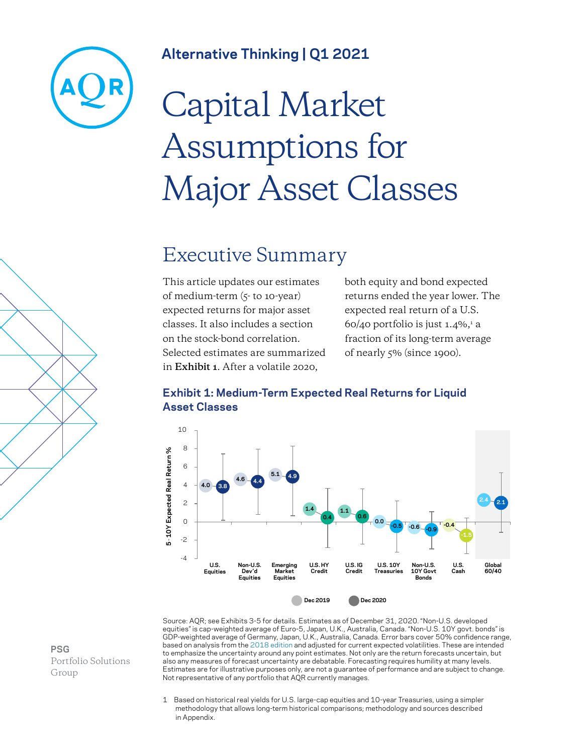Alternative Thinking | Q1 2021

# Capital Market Assumptions for Major Asset Classes

## Executive Summary

This article updates our estimates of medium-term (5- to 10-year) expected returns for major asset classes. It also includes a section on the stock-bond correlation. Selected estimates are summarized in **Exhibit 1**. After a volatile 2020, both equity and bond expected returns ended the year lower. The expected real return of a U.S. 60/40 portfolio is just 1.4%,[1] a fraction of its long-term average of nearly 5% (since 1900).

### Exhibit 1: Medium-Term Expected Real Returns for Liquid Asset Classes

| 5 - 10Y Expected Real Return % | Dec 2019 | Dec 2020 |
|---|---|---|
| U.S. Equities | 4.0 | 3.8 |
| Non-U.S. Dev'd Equities | 4.6 | 4.4 |
| Emerging Market Equities | 5.1 | 4.9 |
| U.S. HY Credit | 1.4 | 0.4 |
| U.S. IG Credit | 1.1 | 0.6 |
| U.S. 10Y Treasuries | 0.0 | -0.5 |
| Non-U.S. 10Y Govt Bonds | -0.6 | -0.9 |
| U.S. Cash | -0.4 | -1.5 |
| Global 60/40 | 2.4 | 2.1 |

Source: AQR; see Exhibits 3-5 for details. Estimates as of December 31, 2020. "Non-U.S. developed equities" is cap-weighted average of Euro-5, Japan, U.K., Australia, Canada. "Non-U.S. 10Y govt. bonds" is GDP-weighted average of Germany, Japan, U.K., Australia, Canada. Error bars cover 50% confidence range, based on analysis from the 2018 edition and adjusted for current expected volatilities. These are intended to emphasize the uncertainty around any point estimates. Not only are the return forecasts uncertain, but also any measures of forecast uncertainty are debatable. Forecasting requires humility at many levels. Estimates are for illustrative purposes only, are not a guarantee of performance and are subject to change. Not representative of any portfolio that AQR currently manages.

1 Based on historical real yields for U.S. large-cap equities and 10-year Treasuries, using a simpler methodology that allows long-term historical comparisons; methodology and sources described in Appendix.

PSG
Portfolio Solutions Group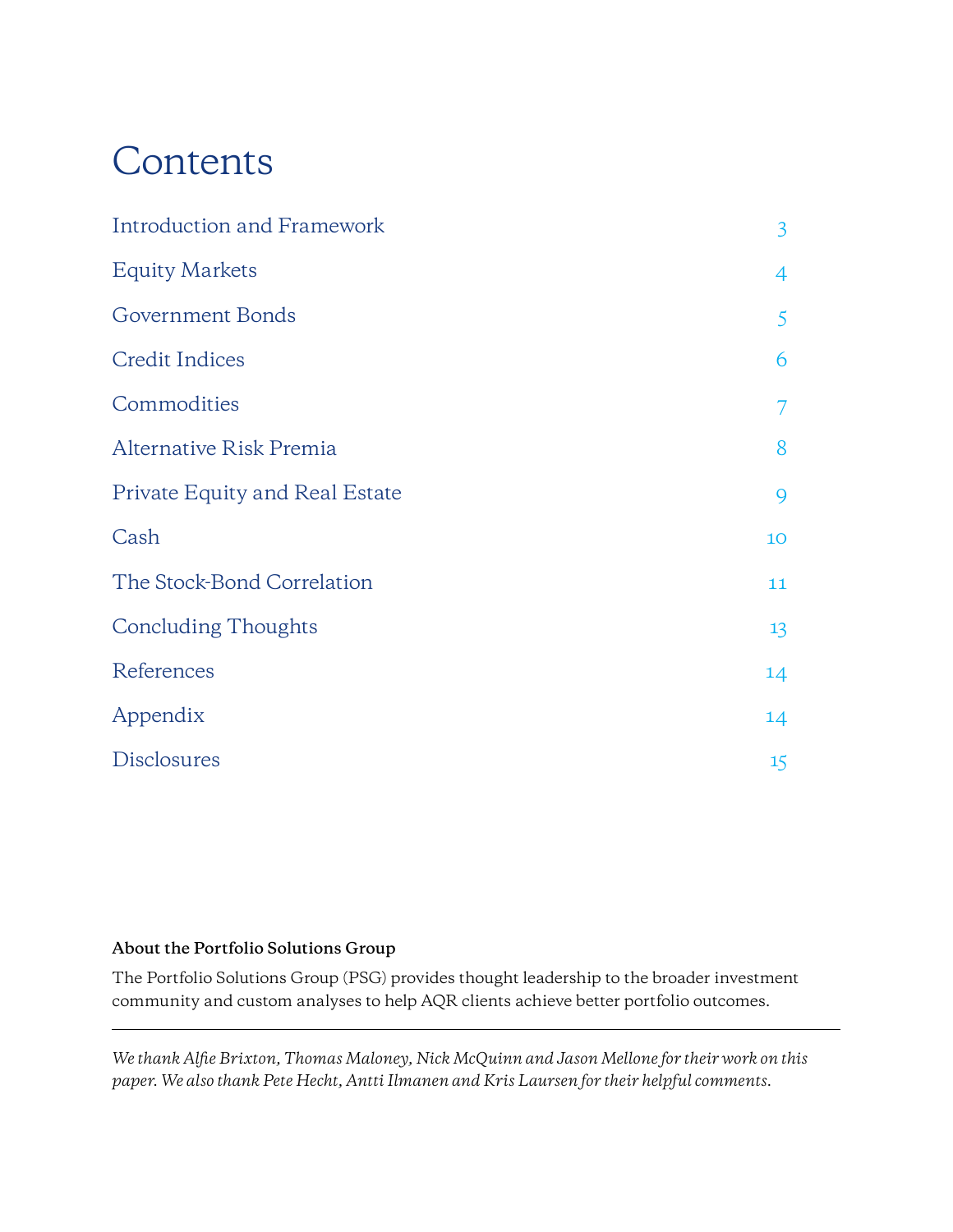# Contents

| | |
|---|---|
| Introduction and Framework | 3 |
| Equity Markets | 4 |
| Government Bonds | 5 |
| Credit Indices | 6 |
| Commodities | 7 |
| Alternative Risk Premia | 8 |
| Private Equity and Real Estate | 9 |
| Cash | 10 |
| The Stock-Bond Correlation | 11 |
| Concluding Thoughts | 13 |
| References | 14 |
| Appendix | 14 |
| Disclosures | 15 |

**About the Portfolio Solutions Group**

The Portfolio Solutions Group (PSG) provides thought leadership to the broader investment community and custom analyses to help AQR clients achieve better portfolio outcomes.

---

*We thank Alfie Brixton, Thomas Maloney, Nick McQuinn and Jason Mellone for their work on this paper. We also thank Pete Hecht, Antti Ilmanen and Kris Laursen for their helpful comments.*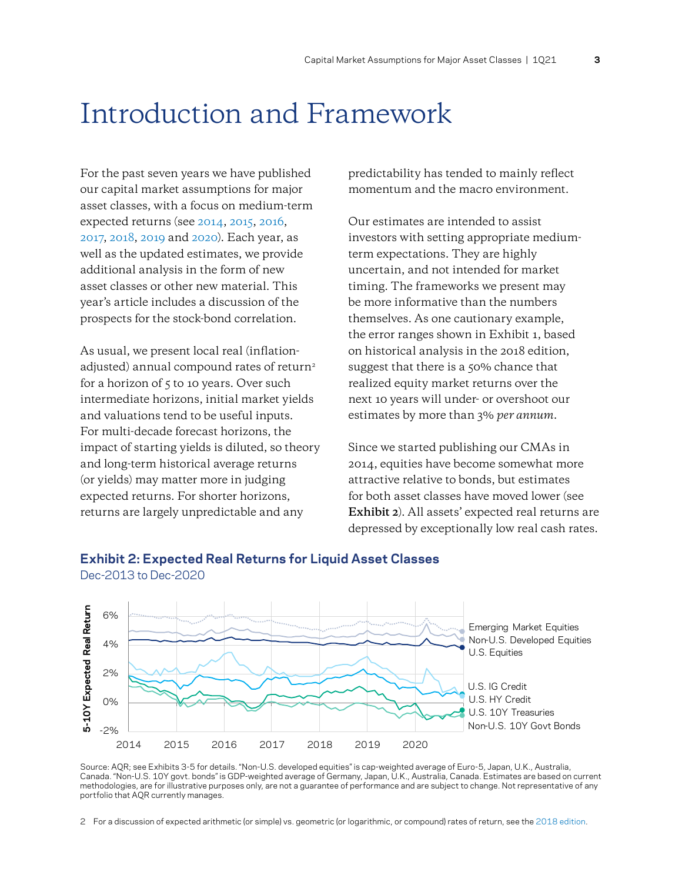# Introduction and Framework

For the past seven years we have published our capital market assumptions for major asset classes, with a focus on medium-term expected returns (see 2014, 2015, 2016, 2017, 2018, 2019 and 2020). Each year, as well as the updated estimates, we provide additional analysis in the form of new asset classes or other new material. This year's article includes a discussion of the prospects for the stock-bond correlation.

As usual, we present local real (inflation-adjusted) annual compound rates of return[2] for a horizon of 5 to 10 years. Over such intermediate horizons, initial market yields and valuations tend to be useful inputs. For multi-decade forecast horizons, the impact of starting yields is diluted, so theory and long-term historical average returns (or yields) may matter more in judging expected returns. For shorter horizons, returns are largely unpredictable and any predictability has tended to mainly reflect momentum and the macro environment.

Our estimates are intended to assist investors with setting appropriate medium-term expectations. They are highly uncertain, and not intended for market timing. The frameworks we present may be more informative than the numbers themselves. As one cautionary example, the error ranges shown in Exhibit 1, based on historical analysis in the 2018 edition, suggest that there is a 50% chance that realized equity market returns over the next 10 years will under- or overshoot our estimates by more than 3% *per annum*.

Since we started publishing our CMAs in 2014, equities have become somewhat more attractive relative to bonds, but estimates for both asset classes have moved lower (see **Exhibit 2**). All assets' expected real returns are depressed by exceptionally low real cash rates.

**Exhibit 2: Expected Real Returns for Liquid Asset Classes**
Dec-2013 to Dec-2020

Source: AQR; see Exhibits 3-5 for details. "Non-U.S. developed equities" is cap-weighted average of Euro-5, Japan, U.K., Australia, Canada. "Non-U.S. 10Y govt. bonds" is GDP-weighted average of Germany, Japan, U.K., Australia, Canada. Estimates are based on current methodologies, are for illustrative purposes only, are not a guarantee of performance and are subject to change. Not representative of any portfolio that AQR currently manages.

[2] For a discussion of expected arithmetic (or simple) vs. geometric (or logarithmic, or compound) rates of return, see the 2018 edition.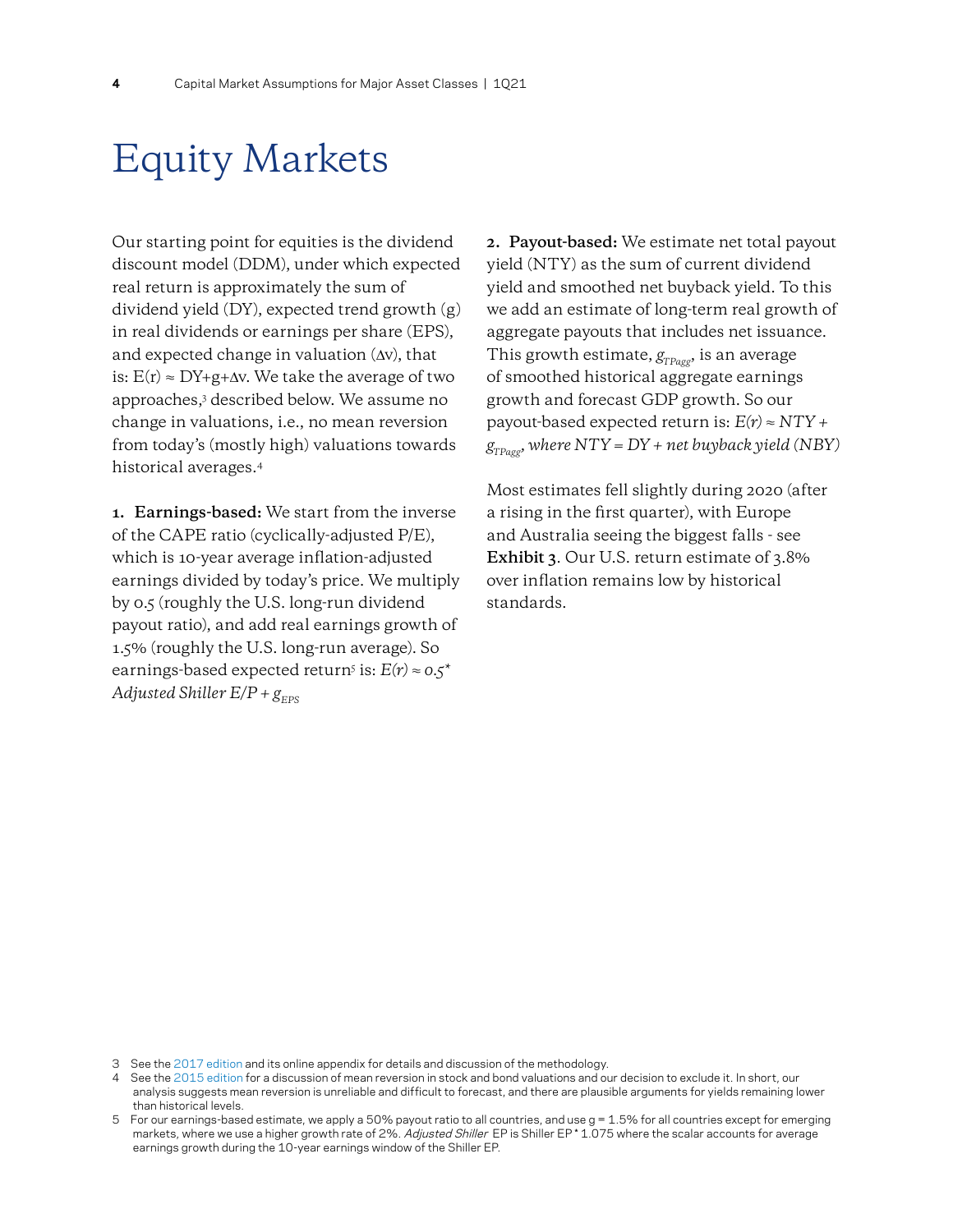# Equity Markets

Our starting point for equities is the dividend discount model (DDM), under which expected real return is approximately the sum of dividend yield (DY), expected trend growth (g) in real dividends or earnings per share (EPS), and expected change in valuation (Δv), that is: E(r) ≈ DY+g+Δv. We take the average of two approaches,[3] described below. We assume no change in valuations, i.e., no mean reversion from today's (mostly high) valuations towards historical averages.[4]

1. **Earnings-based:** We start from the inverse of the CAPE ratio (cyclically-adjusted P/E), which is 10-year average inflation-adjusted earnings divided by today's price. We multiply by 0.5 (roughly the U.S. long-run dividend payout ratio), and add real earnings growth of 1.5% (roughly the U.S. long-run average). So earnings-based expected return[5] is: $E(r) \approx 0.5^{*}$ *Adjusted Shiller E/P* + $g_{EPS}$

2. **Payout-based:** We estimate net total payout yield (NTY) as the sum of current dividend yield and smoothed net buyback yield. To this we add an estimate of long-term real growth of aggregate payouts that includes net issuance. This growth estimate, $g_{TPagg}$, is an average of smoothed historical aggregate earnings growth and forecast GDP growth. So our payout-based expected return is: $E(r) \approx NTY + g_{TPagg}$, *where NTY = DY + net buyback yield (NBY)*

Most estimates fell slightly during 2020 (after a rising in the first quarter), with Europe and Australia seeing the biggest falls - see **Exhibit 3**. Our U.S. return estimate of 3.8% over inflation remains low by historical standards.

3 See the 2017 edition and its online appendix for details and discussion of the methodology.

4 See the 2015 edition for a discussion of mean reversion in stock and bond valuations and our decision to exclude it. In short, our analysis suggests mean reversion is unreliable and difficult to forecast, and there are plausible arguments for yields remaining lower than historical levels.

5 For our earnings-based estimate, we apply a 50% payout ratio to all countries, and use g = 1.5% for all countries except for emerging markets, where we use a higher growth rate of 2%. *Adjusted Shiller* EP is Shiller EP * 1.075 where the scalar accounts for average earnings growth during the 10-year earnings window of the Shiller EP.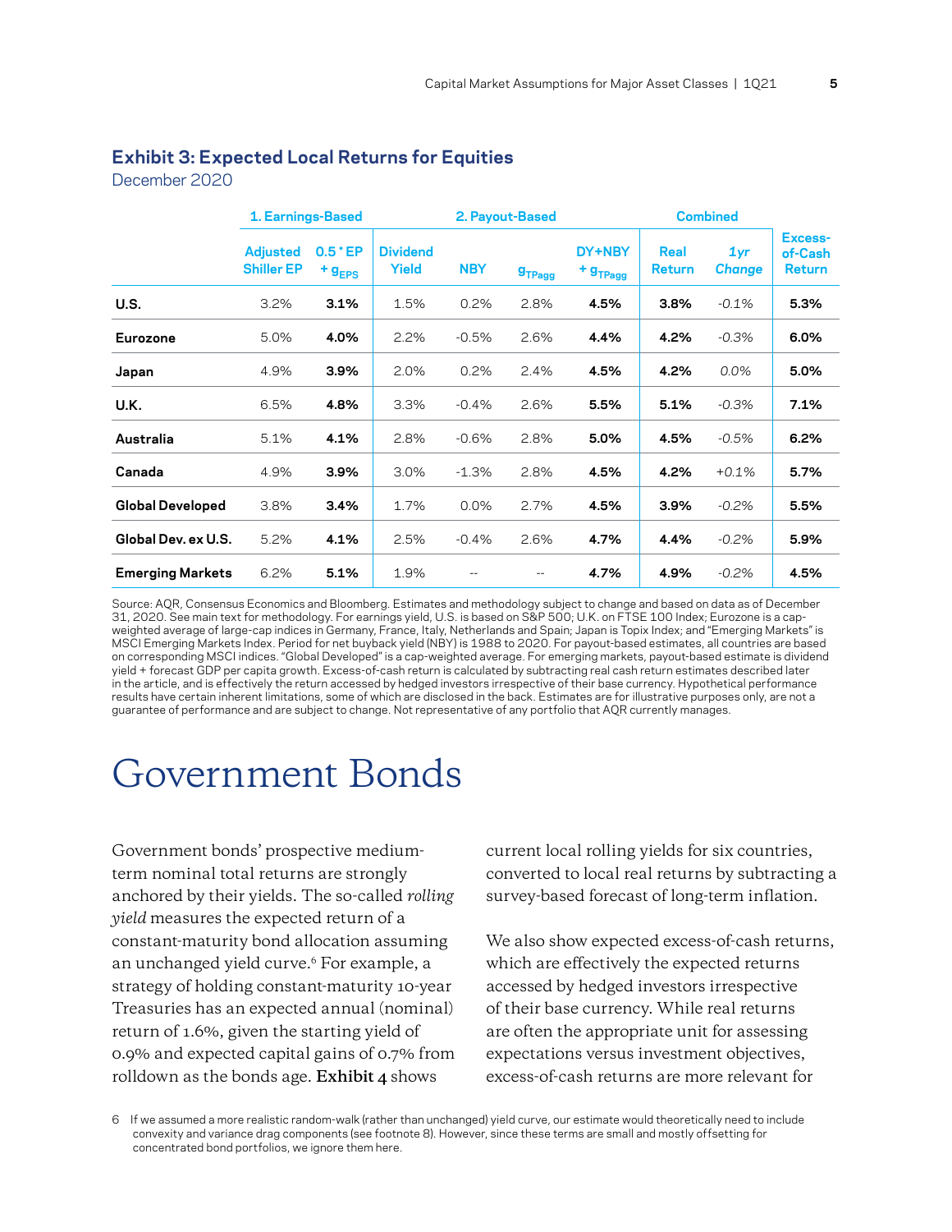### Exhibit 3: Expected Local Returns for Equities

December 2020

| | 1. Earnings-Based | | 2. Payout-Based | | | | Combined | | |
|---|---|---|---|---|---|---|---|---|---|
| | Adjusted Shiller EP | 0.5 * EP + $g_{EPS}$ | Dividend Yield | NBY | $g_{TPagg}$ | DY+NBY + $g_{TPagg}$ | Real Return | *1yr Change* | Excess-of-Cash Return |
| **U.S.** | 3.2% | **3.1%** | 1.5% | 0.2% | 2.8% | **4.5%** | **3.8%** | *-0.1%* | **5.3%** |
| **Eurozone** | 5.0% | **4.0%** | 2.2% | -0.5% | 2.6% | **4.4%** | **4.2%** | *-0.3%* | **6.0%** |
| **Japan** | 4.9% | **3.9%** | 2.0% | 0.2% | 2.4% | **4.5%** | **4.2%** | *0.0%* | **5.0%** |
| **U.K.** | 6.5% | **4.8%** | 3.3% | -0.4% | 2.6% | **5.5%** | **5.1%** | *-0.3%* | **7.1%** |
| **Australia** | 5.1% | **4.1%** | 2.8% | -0.6% | 2.8% | **5.0%** | **4.5%** | *-0.5%* | **6.2%** |
| **Canada** | 4.9% | **3.9%** | 3.0% | -1.3% | 2.8% | **4.5%** | **4.2%** | *+0.1%* | **5.7%** |
| **Global Developed** | 3.8% | **3.4%** | 1.7% | 0.0% | 2.7% | **4.5%** | **3.9%** | *-0.2%* | **5.5%** |
| **Global Dev. ex U.S.** | 5.2% | **4.1%** | 2.5% | -0.4% | 2.6% | **4.7%** | **4.4%** | *-0.2%* | **5.9%** |
| **Emerging Markets** | 6.2% | **5.1%** | 1.9% | -- | -- | **4.7%** | **4.9%** | *-0.2%* | **4.5%** |

Source: AQR, Consensus Economics and Bloomberg. Estimates and methodology subject to change and based on data as of December 31, 2020. See main text for methodology. For earnings yield, U.S. is based on S&P 500; U.K. on FTSE 100 Index; Eurozone is a cap-weighted average of large-cap indices in Germany, France, Italy, Netherlands and Spain; Japan is Topix Index; and "Emerging Markets" is MSCI Emerging Markets Index. Period for net buyback yield (NBY) is 1988 to 2020. For payout-based estimates, all countries are based on corresponding MSCI indices. "Global Developed" is a cap-weighted average. For emerging markets, payout-based estimate is dividend yield + forecast GDP per capita growth. Excess-of-cash return is calculated by subtracting real cash return estimates described later in the article, and is effectively the return accessed by hedged investors irrespective of their base currency. Hypothetical performance results have certain inherent limitations, some of which are disclosed in the back. Estimates are for illustrative purposes only, are not a guarantee of performance and are subject to change. Not representative of any portfolio that AQR currently manages.

# Government Bonds

Government bonds' prospective medium-term nominal total returns are strongly anchored by their yields. The so-called *rolling yield* measures the expected return of a constant-maturity bond allocation assuming an unchanged yield curve.[6] For example, a strategy of holding constant-maturity 10-year Treasuries has an expected annual (nominal) return of 1.6%, given the starting yield of 0.9% and expected capital gains of 0.7% from rolldown as the bonds age. **Exhibit 4** shows current local rolling yields for six countries, converted to local real returns by subtracting a survey-based forecast of long-term inflation.

We also show expected excess-of-cash returns, which are effectively the expected returns accessed by hedged investors irrespective of their base currency. While real returns are often the appropriate unit for assessing expectations versus investment objectives, excess-of-cash returns are more relevant for

6 If we assumed a more realistic random-walk (rather than unchanged) yield curve, our estimate would theoretically need to include convexity and variance drag components (see footnote 8). However, since these terms are small and mostly offsetting for concentrated bond portfolios, we ignore them here.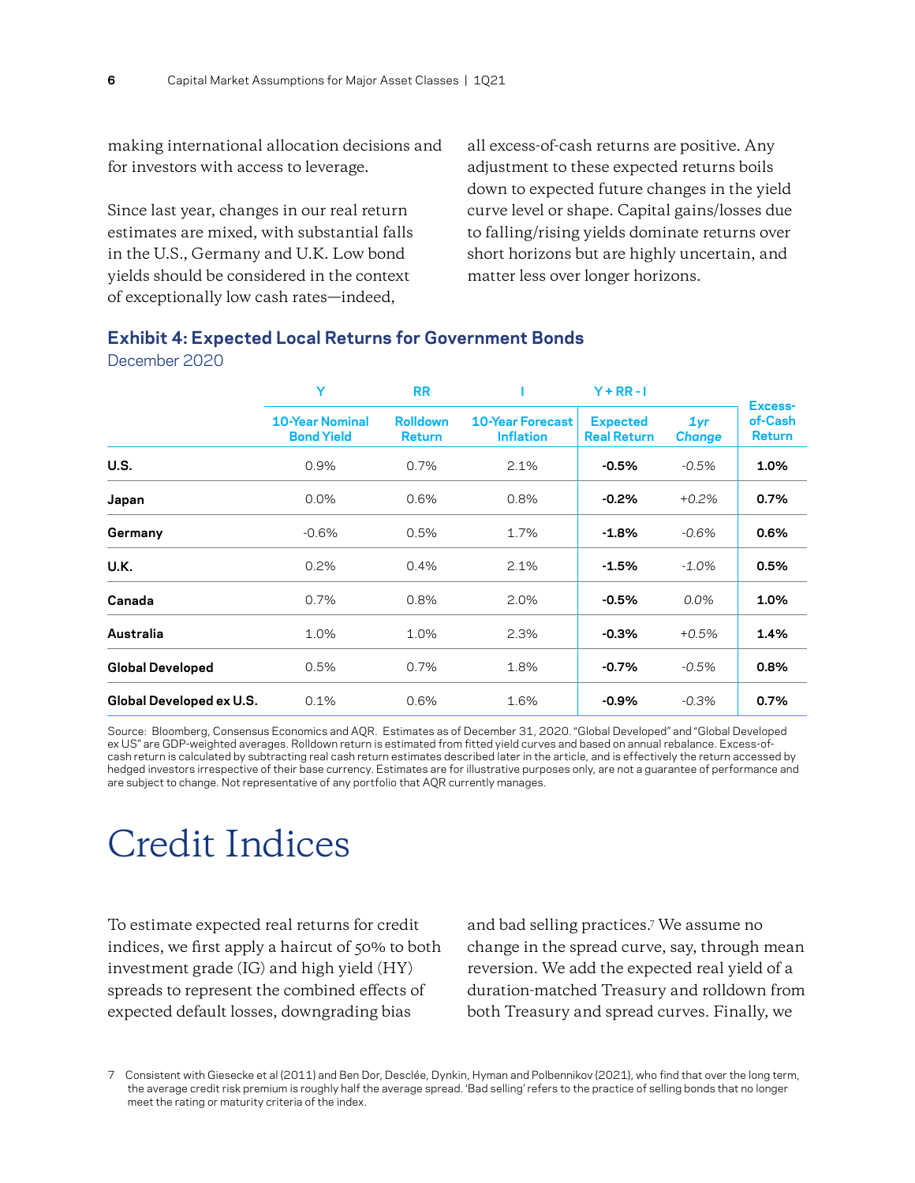making international allocation decisions and for investors with access to leverage.

Since last year, changes in our real return estimates are mixed, with substantial falls in the U.S., Germany and U.K. Low bond yields should be considered in the context of exceptionally low cash rates—indeed, all excess-of-cash returns are positive. Any adjustment to these expected returns boils down to expected future changes in the yield curve level or shape. Capital gains/losses due to falling/rising yields dominate returns over short horizons but are highly uncertain, and matter less over longer horizons.

### Exhibit 4: Expected Local Returns for Government Bonds

December 2020

| | Y | RR | I | Y + RR - I | | |
|---|---|---|---|---|---|---|
| | **10-Year Nominal Bond Yield** | **Rolldown Return** | **10-Year Forecast Inflation** | **Expected Real Return** | ***1yr Change*** | **Excess-of-Cash Return** |
| **U.S.** | 0.9% | 0.7% | 2.1% | **-0.5%** | *-0.5%* | **1.0%** |
| **Japan** | 0.0% | 0.6% | 0.8% | **-0.2%** | *+0.2%* | **0.7%** |
| **Germany** | -0.6% | 0.5% | 1.7% | **-1.8%** | *-0.6%* | **0.6%** |
| **U.K.** | 0.2% | 0.4% | 2.1% | **-1.5%** | *-1.0%* | **0.5%** |
| **Canada** | 0.7% | 0.8% | 2.0% | **-0.5%** | *0.0%* | **1.0%** |
| **Australia** | 1.0% | 1.0% | 2.3% | **-0.3%** | *+0.5%* | **1.4%** |
| **Global Developed** | 0.5% | 0.7% | 1.8% | **-0.7%** | *-0.5%* | **0.8%** |
| **Global Developed ex U.S.** | 0.1% | 0.6% | 1.6% | **-0.9%** | *-0.3%* | **0.7%** |

Source: Bloomberg, Consensus Economics and AQR. Estimates as of December 31, 2020. "Global Developed" and "Global Developed ex US" are GDP-weighted averages. Rolldown return is estimated from fitted yield curves and based on annual rebalance. Excess-of-cash return is calculated by subtracting real cash return estimates described later in the article, and is effectively the return accessed by hedged investors irrespective of their base currency. Estimates are for illustrative purposes only, are not a guarantee of performance and are subject to change. Not representative of any portfolio that AQR currently manages.

# Credit Indices

To estimate expected real returns for credit indices, we first apply a haircut of 50% to both investment grade (IG) and high yield (HY) spreads to represent the combined effects of expected default losses, downgrading bias and bad selling practices.[7] We assume no change in the spread curve, say, through mean reversion. We add the expected real yield of a duration-matched Treasury and rolldown from both Treasury and spread curves. Finally, we

7 Consistent with Giesecke et al (2011) and Ben Dor, Desclée, Dynkin, Hyman and Polbennikov (2021), who find that over the long term, the average credit risk premium is roughly half the average spread. 'Bad selling' refers to the practice of selling bonds that no longer meet the rating or maturity criteria of the index.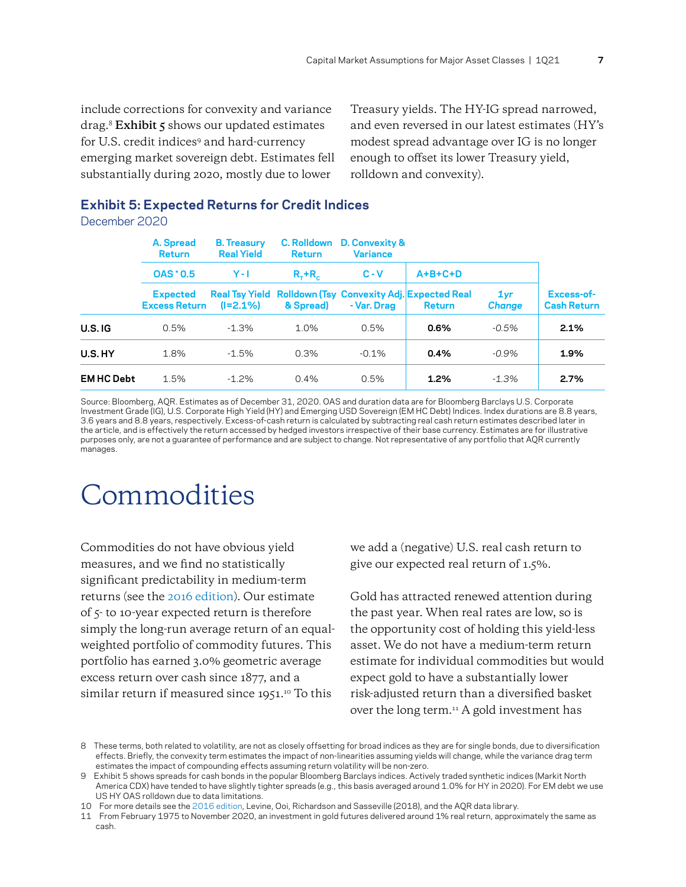include corrections for convexity and variance drag.[8] **Exhibit 5** shows our updated estimates for U.S. credit indices[9] and hard-currency emerging market sovereign debt. Estimates fell substantially during 2020, mostly due to lower Treasury yields. The HY-IG spread narrowed, and even reversed in our latest estimates (HY's modest spread advantage over IG is no longer enough to offset its lower Treasury yield, rolldown and convexity).

### Exhibit 5: Expected Returns for Credit Indices

December 2020

| | A. Spread Return | B. Treasury Real Yield | C. Rolldown Return | D. Convexity & Variance | | | |
|---|---|---|---|---|---|---|---|
| | OAS * 0.5 | Y - I | $R_T+R_C$ | C - V | A+B+C+D | | |
| | Expected Excess Return | Real Tsy Yield (I=2.1%) | Rolldown (Tsy & Spread) | Convexity Adj. - Var. Drag | Expected Real Return | *1yr Change* | Excess-of-Cash Return |
| **U.S. IG** | 0.5% | -1.3% | 1.0% | 0.5% | **0.6%** | *-0.5%* | **2.1%** |
| **U.S. HY** | 1.8% | -1.5% | 0.3% | -0.1% | **0.4%** | *-0.9%* | **1.9%** |
| **EM HC Debt** | 1.5% | -1.2% | 0.4% | 0.5% | **1.2%** | *-1.3%* | **2.7%** |

Source: Bloomberg, AQR. Estimates as of December 31, 2020. OAS and duration data are for Bloomberg Barclays U.S. Corporate Investment Grade (IG), U.S. Corporate High Yield (HY) and Emerging USD Sovereign (EM HC Debt) Indices. Index durations are 8.8 years, 3.6 years and 8.8 years, respectively. Excess-of-cash return is calculated by subtracting real cash return estimates described later in the article, and is effectively the return accessed by hedged investors irrespective of their base currency. Estimates are for illustrative purposes only, are not a guarantee of performance and are subject to change. Not representative of any portfolio that AQR currently manages.

# Commodities

Commodities do not have obvious yield measures, and we find no statistically significant predictability in medium-term returns (see the 2016 edition). Our estimate of 5- to 10-year expected return is therefore simply the long-run average return of an equal-weighted portfolio of commodity futures. This portfolio has earned 3.0% geometric average excess return over cash since 1877, and a similar return if measured since 1951.[10] To this we add a (negative) U.S. real cash return to give our expected real return of 1.5%.

Gold has attracted renewed attention during the past year. When real rates are low, so is the opportunity cost of holding this yield-less asset. We do not have a medium-term return estimate for individual commodities but would expect gold to have a substantially lower risk-adjusted return than a diversified basket over the long term.[11] A gold investment has

8 These terms, both related to volatility, are not as closely offsetting for broad indices as they are for single bonds, due to diversification effects. Briefly, the convexity term estimates the impact of non-linearities assuming yields will change, while the variance drag term estimates the impact of compounding effects assuming return volatility will be non-zero.

9 Exhibit 5 shows spreads for cash bonds in the popular Bloomberg Barclays indices. Actively traded synthetic indices (Markit North America CDX) have tended to have slightly tighter spreads (e.g., this basis averaged around 1.0% for HY in 2020). For EM debt we use US HY OAS rolldown due to data limitations.

10 For more details see the 2016 edition, Levine, Ooi, Richardson and Sasseville (2018), and the AQR data library.

11 From February 1975 to November 2020, an investment in gold futures delivered around 1% real return, approximately the same as cash.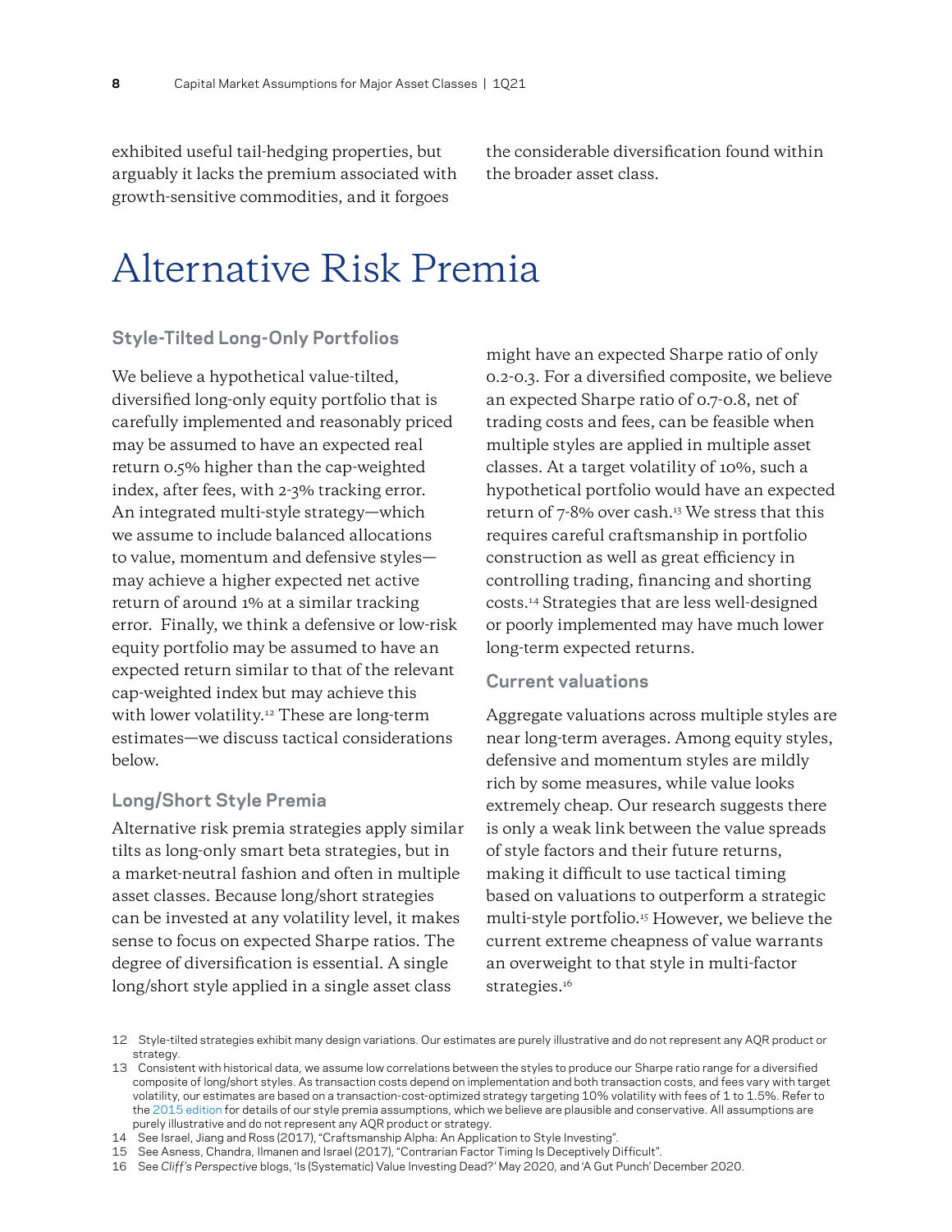exhibited useful tail-hedging properties, but arguably it lacks the premium associated with growth-sensitive commodities, and it forgoes the considerable diversification found within the broader asset class.

# Alternative Risk Premia

### Style-Tilted Long-Only Portfolios

We believe a hypothetical value-tilted, diversified long-only equity portfolio that is carefully implemented and reasonably priced may be assumed to have an expected real return 0.5% higher than the cap-weighted index, after fees, with 2-3% tracking error. An integrated multi-style strategy—which we assume to include balanced allocations to value, momentum and defensive styles—may achieve a higher expected net active return of around 1% at a similar tracking error. Finally, we think a defensive or low-risk equity portfolio may be assumed to have an expected return similar to that of the relevant cap-weighted index but may achieve this with lower volatility.[12] These are long-term estimates—we discuss tactical considerations below.

### Long/Short Style Premia

Alternative risk premia strategies apply similar tilts as long-only smart beta strategies, but in a market-neutral fashion and often in multiple asset classes. Because long/short strategies can be invested at any volatility level, it makes sense to focus on expected Sharpe ratios. The degree of diversification is essential. A single long/short style applied in a single asset class might have an expected Sharpe ratio of only 0.2-0.3. For a diversified composite, we believe an expected Sharpe ratio of 0.7-0.8, net of trading costs and fees, can be feasible when multiple styles are applied in multiple asset classes. At a target volatility of 10%, such a hypothetical portfolio would have an expected return of 7-8% over cash.[13] We stress that this requires careful craftsmanship in portfolio construction as well as great efficiency in controlling trading, financing and shorting costs.[14] Strategies that are less well-designed or poorly implemented may have much lower long-term expected returns.

### Current valuations

Aggregate valuations across multiple styles are near long-term averages. Among equity styles, defensive and momentum styles are mildly rich by some measures, while value looks extremely cheap. Our research suggests there is only a weak link between the value spreads of style factors and their future returns, making it difficult to use tactical timing based on valuations to outperform a strategic multi-style portfolio.[15] However, we believe the current extreme cheapness of value warrants an overweight to that style in multi-factor strategies.[16]

---

12 Style-tilted strategies exhibit many design variations. Our estimates are purely illustrative and do not represent any AQR product or strategy.

13 Consistent with historical data, we assume low correlations between the styles to produce our Sharpe ratio range for a diversified composite of long/short styles. As transaction costs depend on implementation and both transaction costs, and fees vary with target volatility, our estimates are based on a transaction-cost-optimized strategy targeting 10% volatility with fees of 1 to 1.5%. Refer to the 2015 edition for details of our style premia assumptions, which we believe are plausible and conservative. All assumptions are purely illustrative and do not represent any AQR product or strategy.

14 See Israel, Jiang and Ross (2017), "Craftsmanship Alpha: An Application to Style Investing".

15 See Asness, Chandra, Ilmanen and Israel (2017), "Contrarian Factor Timing Is Deceptively Difficult".

16 See *Cliff's Perspective* blogs, 'Is (Systematic) Value Investing Dead?' May 2020, and 'A Gut Punch' December 2020.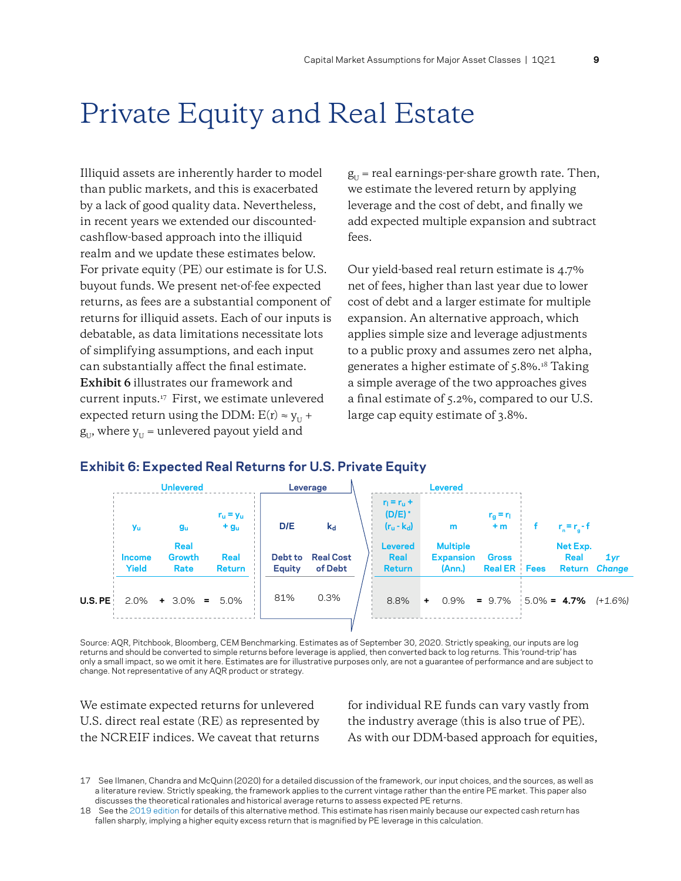# Private Equity and Real Estate

Illiquid assets are inherently harder to model than public markets, and this is exacerbated by a lack of good quality data. Nevertheless, in recent years we extended our discounted-cashflow-based approach into the illiquid realm and we update these estimates below. For private equity (PE) our estimate is for U.S. buyout funds. We present net-of-fee expected returns, as fees are a substantial component of returns for illiquid assets. Each of our inputs is debatable, as data limitations necessitate lots of simplifying assumptions, and each input can substantially affect the final estimate. **Exhibit 6** illustrates our framework and current inputs.[17] First, we estimate unlevered expected return using the DDM: $E(r) \approx y_U + g_U$, where $y_U$ = unlevered payout yield and $g_U$ = real earnings-per-share growth rate. Then, we estimate the levered return by applying leverage and the cost of debt, and finally we add expected multiple expansion and subtract fees.

Our yield-based real return estimate is 4.7% net of fees, higher than last year due to lower cost of debt and a larger estimate for multiple expansion. An alternative approach, which applies simple size and leverage adjustments to a public proxy and assumes zero net alpha, generates a higher estimate of 5.8%.[18] Taking a simple average of the two approaches gives a final estimate of 5.2%, compared to our U.S. large cap equity estimate of 3.8%.

### Exhibit 6: Expected Real Returns for U.S. Private Equity

| | Unlevered | | | Leverage | | Levered | | | | | |
|---|---|---|---|---|---|---|---|---|---|---|---|
| | $y_u$ | $g_u$ | $r_u = y_u + g_u$ | D/E | $k_d$ | $r_l = r_u + (D/E) * (r_u - k_d)$ | m | $r_g = r_l + m$ | f | $r_n = r_g - f$ | |
| | Income Yield | Real Growth Rate | Real Return | Debt to Equity | Real Cost of Debt | Levered Real Return | Multiple Expansion (Ann.) | Gross Real ER | Fees | Net Exp. Real Return | *1yr Change* |
| U.S. PE | 2.0% + | 3.0% = | 5.0% | 81% | 0.3% | 8.8% + | 0.9% = | 9.7% | 5.0% = | **4.7%** | *(+1.6%)* |

Source: AQR, Pitchbook, Bloomberg, CEM Benchmarking. Estimates as of September 30, 2020. Strictly speaking, our inputs are log returns and should be converted to simple returns before leverage is applied, then converted back to log returns. This 'round-trip' has only a small impact, so we omit it here. Estimates are for illustrative purposes only, are not a guarantee of performance and are subject to change. Not representative of any AQR product or strategy.

We estimate expected returns for unlevered U.S. direct real estate (RE) as represented by the NCREIF indices. We caveat that returns for individual RE funds can vary vastly from the industry average (this is also true of PE). As with our DDM-based approach for equities,

17 See Ilmanen, Chandra and McQuinn (2020) for a detailed discussion of the framework, our input choices, and the sources, as well as a literature review. Strictly speaking, the framework applies to the current vintage rather than the entire PE market. This paper also discusses the theoretical rationales and historical average returns to assess expected PE returns.

18 See the 2019 edition for details of this alternative method. This estimate has risen mainly because our expected cash return has fallen sharply, implying a higher equity excess return that is magnified by PE leverage in this calculation.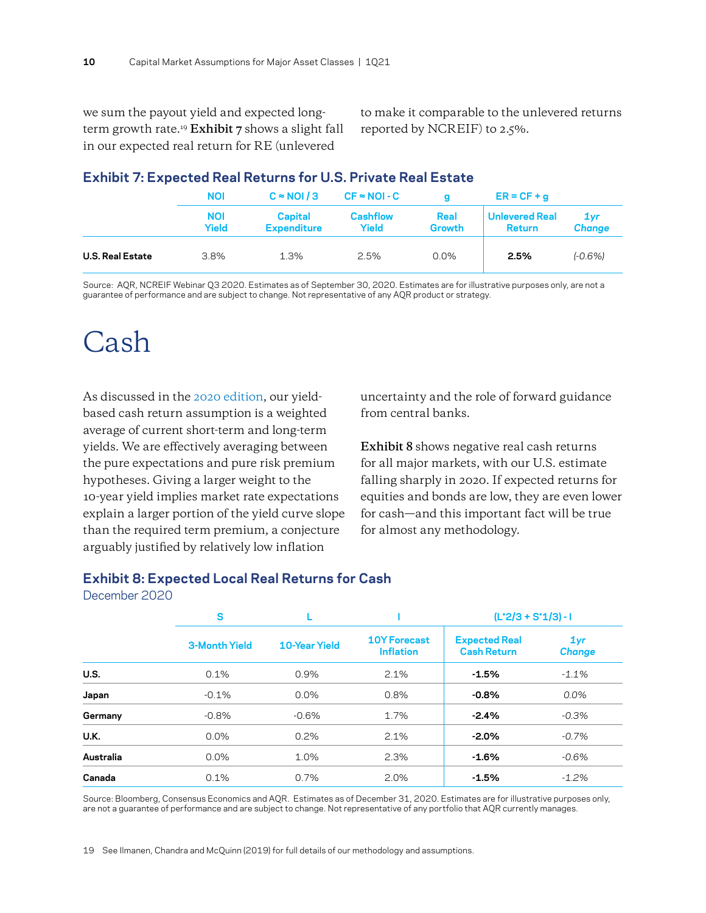we sum the payout yield and expected long-term growth rate.[19] **Exhibit 7** shows a slight fall in our expected real return for RE (unlevered to make it comparable to the unlevered returns reported by NCREIF) to 2.5%.

### Exhibit 7: Expected Real Returns for U.S. Private Real Estate

| | NOI | C ≈ NOI / 3 | CF ≈ NOI - C | g | ER = CF + g | |
|---|---|---|---|---|---|---|
| | NOI Yield | Capital Expenditure | Cashflow Yield | Real Growth | Unlevered Real Return | *1yr Change* |
| **U.S. Real Estate** | 3.8% | 1.3% | 2.5% | 0.0% | **2.5%** | *(-0.6%)* |

Source: AQR, NCREIF Webinar Q3 2020. Estimates as of September 30, 2020. Estimates are for illustrative purposes only, are not a guarantee of performance and are subject to change. Not representative of any AQR product or strategy.

# Cash

As discussed in the 2020 edition, our yield-based cash return assumption is a weighted average of current short-term and long-term yields. We are effectively averaging between the pure expectations and pure risk premium hypotheses. Giving a larger weight to the 10-year yield implies market rate expectations explain a larger portion of the yield curve slope than the required term premium, a conjecture arguably justified by relatively low inflation uncertainty and the role of forward guidance from central banks.

**Exhibit 8** shows negative real cash returns for all major markets, with our U.S. estimate falling sharply in 2020. If expected returns for equities and bonds are low, they are even lower for cash—and this important fact will be true for almost any methodology.

### Exhibit 8: Expected Local Real Returns for Cash

December 2020

| | S | L | I | (L*2/3 + S*1/3) - I | |
|---|---|---|---|---|---|
| | 3-Month Yield | 10-Year Yield | 10Y Forecast Inflation | Expected Real Cash Return | *1yr Change* |
| **U.S.** | 0.1% | 0.9% | 2.1% | **-1.5%** | *-1.1%* |
| **Japan** | -0.1% | 0.0% | 0.8% | **-0.8%** | *0.0%* |
| **Germany** | -0.8% | -0.6% | 1.7% | **-2.4%** | *-0.3%* |
| **U.K.** | 0.0% | 0.2% | 2.1% | **-2.0%** | *-0.7%* |
| **Australia** | 0.0% | 1.0% | 2.3% | **-1.6%** | *-0.6%* |
| **Canada** | 0.1% | 0.7% | 2.0% | **-1.5%** | *-1.2%* |

Source: Bloomberg, Consensus Economics and AQR. Estimates as of December 31, 2020. Estimates are for illustrative purposes only, are not a guarantee of performance and are subject to change. Not representative of any portfolio that AQR currently manages.

19 See Ilmanen, Chandra and McQuinn (2019) for full details of our methodology and assumptions.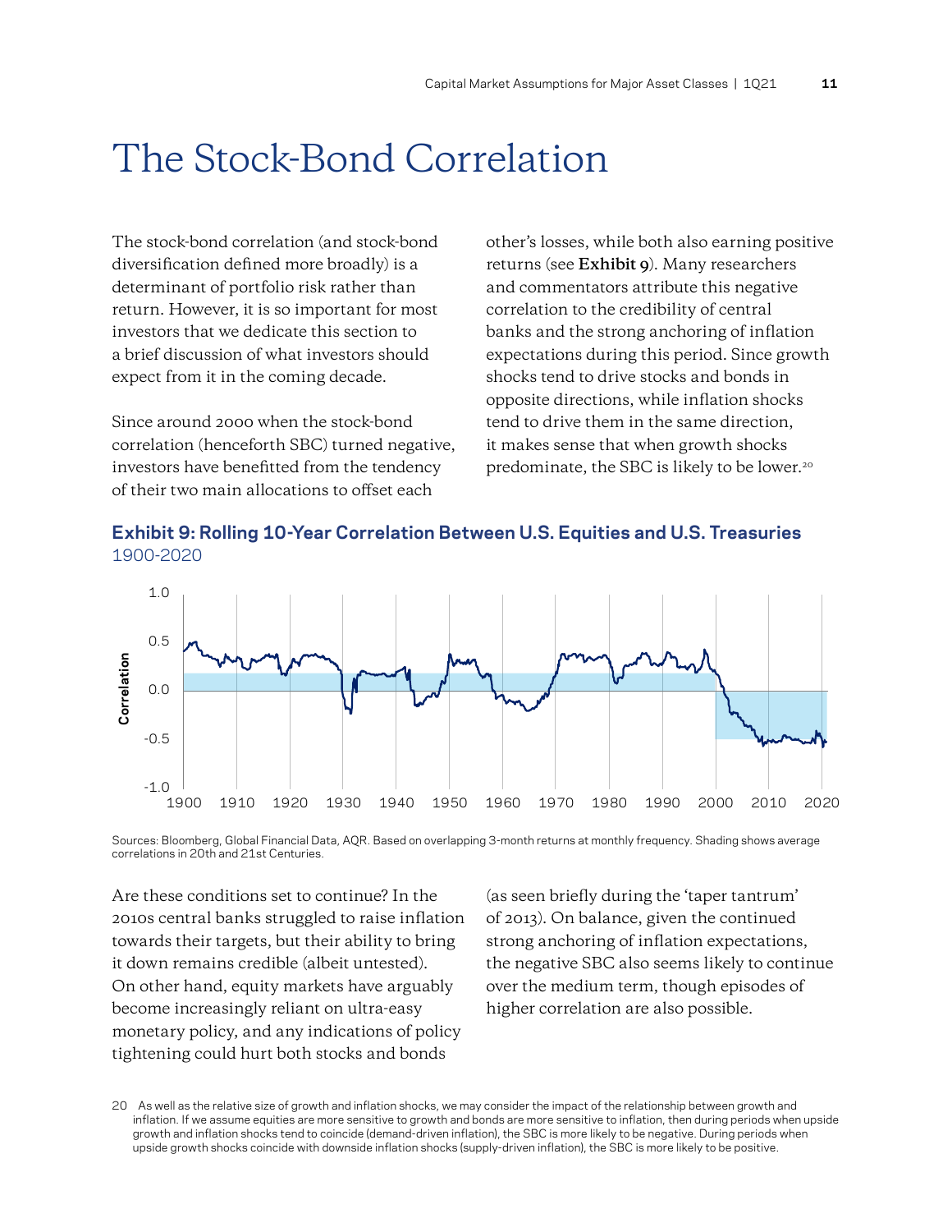# The Stock-Bond Correlation

The stock-bond correlation (and stock-bond diversification defined more broadly) is a determinant of portfolio risk rather than return. However, it is so important for most investors that we dedicate this section to a brief discussion of what investors should expect from it in the coming decade.

Since around 2000 when the stock-bond correlation (henceforth SBC) turned negative, investors have benefitted from the tendency of their two main allocations to offset each other's losses, while both also earning positive returns (see **Exhibit 9**). Many researchers and commentators attribute this negative correlation to the credibility of central banks and the strong anchoring of inflation expectations during this period. Since growth shocks tend to drive stocks and bonds in opposite directions, while inflation shocks tend to drive them in the same direction, it makes sense that when growth shocks predominate, the SBC is likely to be lower.[20]

**Exhibit 9: Rolling 10-Year Correlation Between U.S. Equities and U.S. Treasuries**
1900-2020

Sources: Bloomberg, Global Financial Data, AQR. Based on overlapping 3-month returns at monthly frequency. Shading shows average correlations in 20th and 21st Centuries.

Are these conditions set to continue? In the 2010s central banks struggled to raise inflation towards their targets, but their ability to bring it down remains credible (albeit untested). On other hand, equity markets have arguably become increasingly reliant on ultra-easy monetary policy, and any indications of policy tightening could hurt both stocks and bonds (as seen briefly during the 'taper tantrum' of 2013). On balance, given the continued strong anchoring of inflation expectations, the negative SBC also seems likely to continue over the medium term, though episodes of higher correlation are also possible.

20 As well as the relative size of growth and inflation shocks, we may consider the impact of the relationship between growth and inflation. If we assume equities are more sensitive to growth and bonds are more sensitive to inflation, then during periods when upside growth and inflation shocks tend to coincide (demand-driven inflation), the SBC is more likely to be negative. During periods when upside growth shocks coincide with downside inflation shocks (supply-driven inflation), the SBC is more likely to be positive.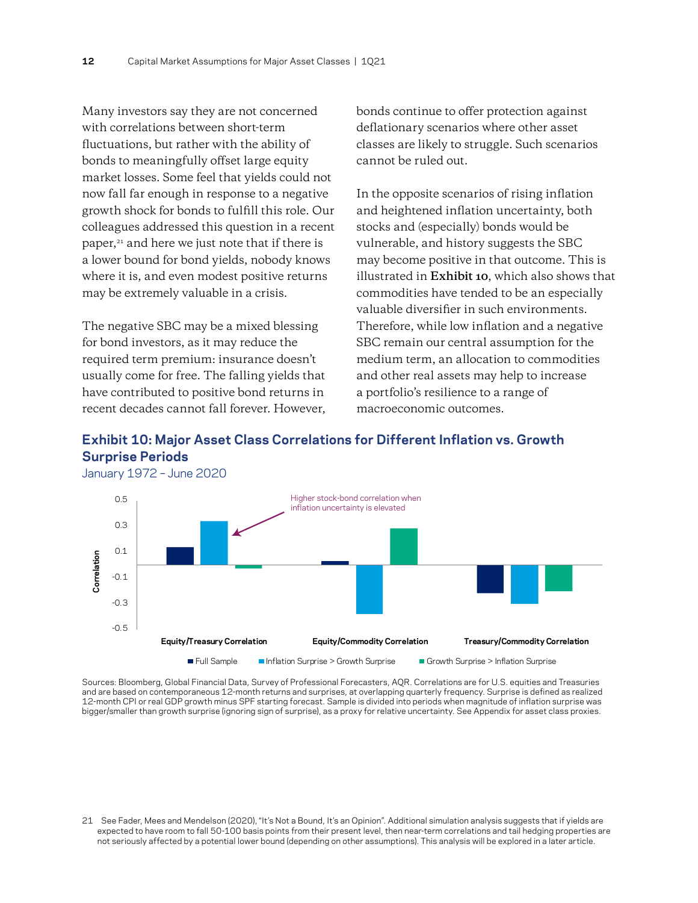Many investors say they are not concerned with correlations between short-term fluctuations, but rather with the ability of bonds to meaningfully offset large equity market losses. Some feel that yields could not now fall far enough in response to a negative growth shock for bonds to fulfill this role. Our colleagues addressed this question in a recent paper,[21] and here we just note that if there is a lower bound for bond yields, nobody knows where it is, and even modest positive returns may be extremely valuable in a crisis.

The negative SBC may be a mixed blessing for bond investors, as it may reduce the required term premium: insurance doesn't usually come for free. The falling yields that have contributed to positive bond returns in recent decades cannot fall forever. However, bonds continue to offer protection against deflationary scenarios where other asset classes are likely to struggle. Such scenarios cannot be ruled out.

In the opposite scenarios of rising inflation and heightened inflation uncertainty, both stocks and (especially) bonds would be vulnerable, and history suggests the SBC may become positive in that outcome. This is illustrated in **Exhibit 10**, which also shows that commodities have tended to be an especially valuable diversifier in such environments. Therefore, while low inflation and a negative SBC remain our central assumption for the medium term, an allocation to commodities and other real assets may help to increase a portfolio's resilience to a range of macroeconomic outcomes.

## Exhibit 10: Major Asset Class Correlations for Different Inflation vs. Growth Surprise Periods

January 1972 – June 2020

Higher stock-bond correlation when inflation uncertainty is elevated

| Correlation | Full Sample | Inflation Surprise > Growth Surprise | Growth Surprise > Inflation Surprise |
|---|---|---|---|
| Equity/Treasury Correlation | 0.14 | 0.34 | -0.03 |
| Equity/Commodity Correlation | 0.03 | -0.38 | 0.28 |
| Treasury/Commodity Correlation | -0.22 | -0.30 | -0.20 |

Sources: Bloomberg, Global Financial Data, Survey of Professional Forecasters, AQR. Correlations are for U.S. equities and Treasuries and are based on contemporaneous 12-month returns and surprises, at overlapping quarterly frequency. Surprise is defined as realized 12-month CPI or real GDP growth minus SPF starting forecast. Sample is divided into periods when magnitude of inflation surprise was bigger/smaller than growth surprise (ignoring sign of surprise), as a proxy for relative uncertainty. See Appendix for asset class proxies.

21 See Fader, Mees and Mendelson (2020), "It's Not a Bound, It's an Opinion". Additional simulation analysis suggests that if yields are expected to have room to fall 50-100 basis points from their present level, then near-term correlations and tail hedging properties are not seriously affected by a potential lower bound (depending on other assumptions). This analysis will be explored in a later article.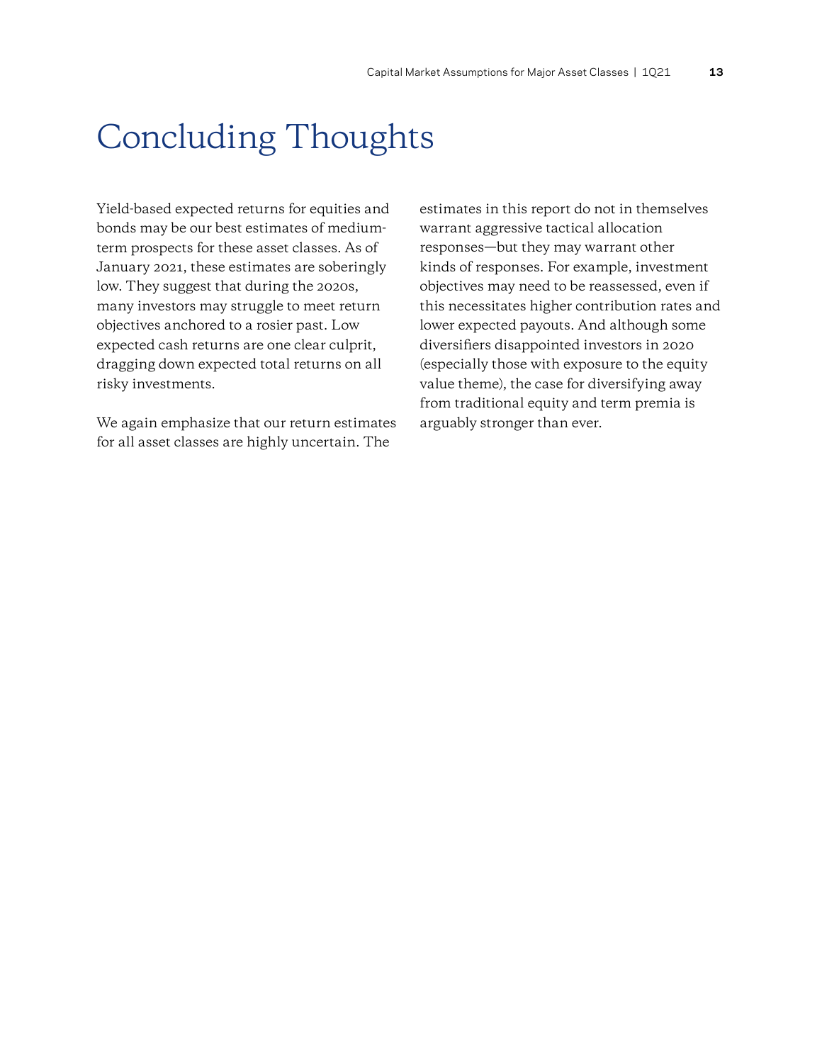# Concluding Thoughts

Yield-based expected returns for equities and bonds may be our best estimates of medium-term prospects for these asset classes. As of January 2021, these estimates are soberingly low. They suggest that during the 2020s, many investors may struggle to meet return objectives anchored to a rosier past. Low expected cash returns are one clear culprit, dragging down expected total returns on all risky investments.

We again emphasize that our return estimates for all asset classes are highly uncertain. The estimates in this report do not in themselves warrant aggressive tactical allocation responses—but they may warrant other kinds of responses. For example, investment objectives may need to be reassessed, even if this necessitates higher contribution rates and lower expected payouts. And although some diversifiers disappointed investors in 2020 (especially those with exposure to the equity value theme), the case for diversifying away from traditional equity and term premia is arguably stronger than ever.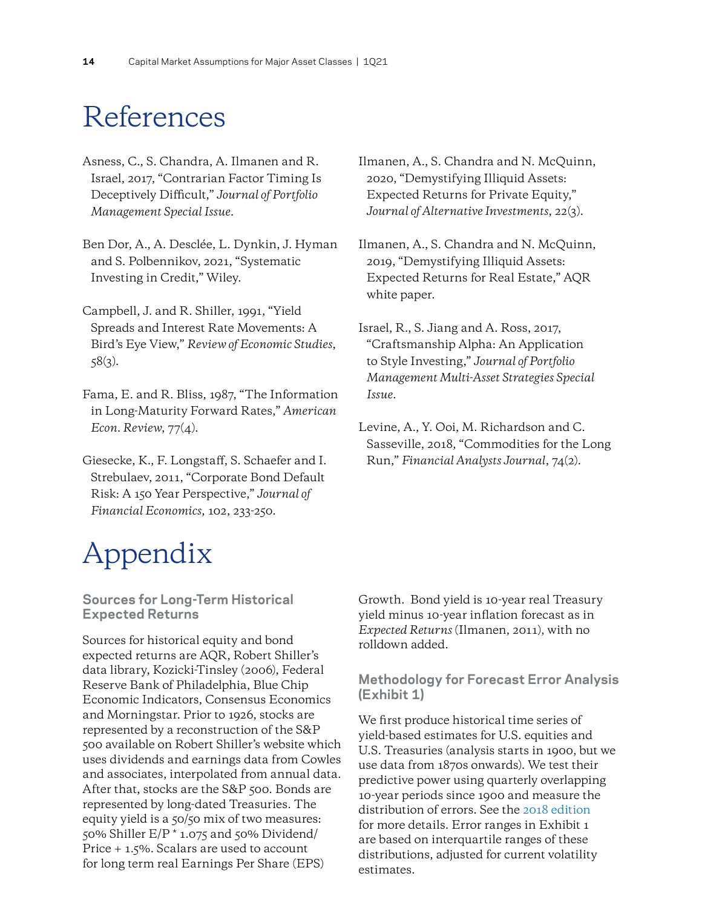# References

Asness, C., S. Chandra, A. Ilmanen and R. Israel, 2017, "Contrarian Factor Timing Is Deceptively Difficult," *Journal of Portfolio Management Special Issue*.

Ben Dor, A., A. Desclée, L. Dynkin, J. Hyman and S. Polbennikov, 2021, "Systematic Investing in Credit," Wiley.

Campbell, J. and R. Shiller, 1991, "Yield Spreads and Interest Rate Movements: A Bird's Eye View," *Review of Economic Studies*, 58(3).

Fama, E. and R. Bliss, 1987, "The Information in Long-Maturity Forward Rates," *American Econ. Review*, 77(4).

Giesecke, K., F. Longstaff, S. Schaefer and I. Strebulaev, 2011, "Corporate Bond Default Risk: A 150 Year Perspective," *Journal of Financial Economics*, 102, 233-250.

Ilmanen, A., S. Chandra and N. McQuinn, 2020, "Demystifying Illiquid Assets: Expected Returns for Private Equity," *Journal of Alternative Investments*, 22(3).

Ilmanen, A., S. Chandra and N. McQuinn, 2019, "Demystifying Illiquid Assets: Expected Returns for Real Estate," AQR white paper.

Israel, R., S. Jiang and A. Ross, 2017, "Craftsmanship Alpha: An Application to Style Investing," *Journal of Portfolio Management Multi-Asset Strategies Special Issue*.

Levine, A., Y. Ooi, M. Richardson and C. Sasseville, 2018, "Commodities for the Long Run," *Financial Analysts Journal*, 74(2).

# Appendix

### Sources for Long-Term Historical Expected Returns

Sources for historical equity and bond expected returns are AQR, Robert Shiller's data library, Kozicki-Tinsley (2006), Federal Reserve Bank of Philadelphia, Blue Chip Economic Indicators, Consensus Economics and Morningstar. Prior to 1926, stocks are represented by a reconstruction of the S&P 500 available on Robert Shiller's website which uses dividends and earnings data from Cowles and associates, interpolated from annual data. After that, stocks are the S&P 500. Bonds are represented by long-dated Treasuries. The equity yield is a 50/50 mix of two measures: 50% Shiller E/P * 1.075 and 50% Dividend/Price + 1.5%. Scalars are used to account for long term real Earnings Per Share (EPS) Growth. Bond yield is 10-year real Treasury yield minus 10-year inflation forecast as in *Expected Returns* (Ilmanen, 2011), with no rolldown added.

### Methodology for Forecast Error Analysis (Exhibit 1)

We first produce historical time series of yield-based estimates for U.S. equities and U.S. Treasuries (analysis starts in 1900, but we use data from 1870s onwards). We test their predictive power using quarterly overlapping 10-year periods since 1900 and measure the distribution of errors. See the 2018 edition for more details. Error ranges in Exhibit 1 are based on interquartile ranges of these distributions, adjusted for current volatility estimates.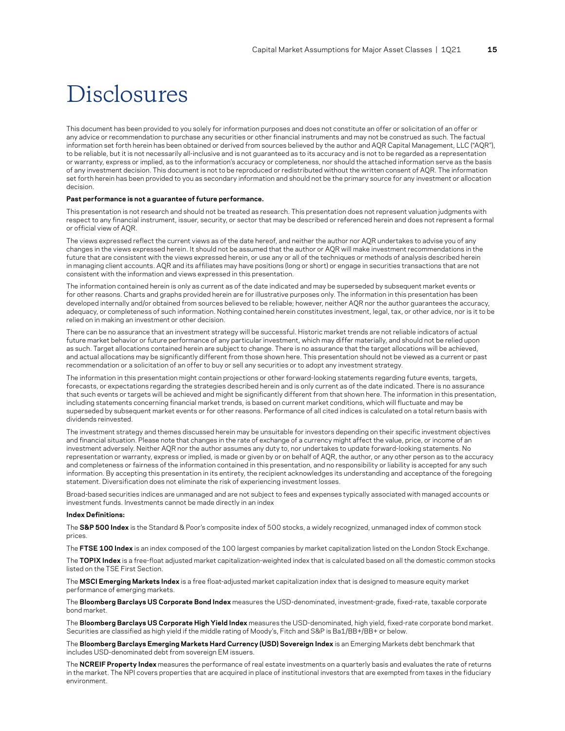# Disclosures

This document has been provided to you solely for information purposes and does not constitute an offer or solicitation of an offer or any advice or recommendation to purchase any securities or other financial instruments and may not be construed as such. The factual information set forth herein has been obtained or derived from sources believed by the author and AQR Capital Management, LLC ("AQR"), to be reliable, but it is not necessarily all-inclusive and is not guaranteed as to its accuracy and is not to be regarded as a representation or warranty, express or implied, as to the information's accuracy or completeness, nor should the attached information serve as the basis of any investment decision. This document is not to be reproduced or redistributed without the written consent of AQR. The information set forth herein has been provided to you as secondary information and should not be the primary source for any investment or allocation decision.

**Past performance is not a guarantee of future performance.**

This presentation is not research and should not be treated as research. This presentation does not represent valuation judgments with respect to any financial instrument, issuer, security, or sector that may be described or referenced herein and does not represent a formal or official view of AQR.

The views expressed reflect the current views as of the date hereof, and neither the author nor AQR undertakes to advise you of any changes in the views expressed herein. It should not be assumed that the author or AQR will make investment recommendations in the future that are consistent with the views expressed herein, or use any or all of the techniques or methods of analysis described herein in managing client accounts. AQR and its affiliates may have positions (long or short) or engage in securities transactions that are not consistent with the information and views expressed in this presentation.

The information contained herein is only as current as of the date indicated and may be superseded by subsequent market events or for other reasons. Charts and graphs provided herein are for illustrative purposes only. The information in this presentation has been developed internally and/or obtained from sources believed to be reliable; however, neither AQR nor the author guarantees the accuracy, adequacy, or completeness of such information. Nothing contained herein constitutes investment, legal, tax, or other advice, nor is it to be relied on in making an investment or other decision.

There can be no assurance that an investment strategy will be successful. Historic market trends are not reliable indicators of actual future market behavior or future performance of any particular investment, which may differ materially, and should not be relied upon as such. Target allocations contained herein are subject to change. There is no assurance that the target allocations will be achieved, and actual allocations may be significantly different from those shown here. This presentation should not be viewed as a current or past recommendation or a solicitation of an offer to buy or sell any securities or to adopt any investment strategy.

The information in this presentation might contain projections or other forward-looking statements regarding future events, targets, forecasts, or expectations regarding the strategies described herein and is only current as of the date indicated. There is no assurance that such events or targets will be achieved and might be significantly different from that shown here. The information in this presentation, including statements concerning financial market trends, is based on current market conditions, which will fluctuate and may be superseded by subsequent market events or for other reasons. Performance of all cited indices is calculated on a total return basis with dividends reinvested.

The investment strategy and themes discussed herein may be unsuitable for investors depending on their specific investment objectives and financial situation. Please note that changes in the rate of exchange of a currency might affect the value, price, or income of an investment adversely. Neither AQR nor the author assumes any duty to, nor undertakes to update forward-looking statements. No representation or warranty, express or implied, is made or given by or on behalf of AQR, the author, or any other person as to the accuracy and completeness or fairness of the information contained in this presentation, and no responsibility or liability is accepted for any such information. By accepting this presentation in its entirety, the recipient acknowledges its understanding and acceptance of the foregoing statement. Diversification does not eliminate the risk of experiencing investment losses.

Broad-based securities indices are unmanaged and are not subject to fees and expenses typically associated with managed accounts or investment funds. Investments cannot be made directly in an index

**Index Definitions:**

The **S&P 500 Index** is the Standard & Poor's composite index of 500 stocks, a widely recognized, unmanaged index of common stock prices.

The **FTSE 100 Index** is an index composed of the 100 largest companies by market capitalization listed on the London Stock Exchange.

The **TOPIX Index** is a free-float adjusted market capitalization-weighted index that is calculated based on all the domestic common stocks listed on the TSE First Section.

The **MSCI Emerging Markets Index** is a free float-adjusted market capitalization index that is designed to measure equity market performance of emerging markets.

The **Bloomberg Barclays US Corporate Bond Index** measures the USD-denominated, investment-grade, fixed-rate, taxable corporate bond market.

The **Bloomberg Barclays US Corporate High Yield Index** measures the USD-denominated, high yield, fixed-rate corporate bond market. Securities are classified as high yield if the middle rating of Moody's, Fitch and S&P is Ba1/BB+/BB+ or below.

The **Bloomberg Barclays Emerging Markets Hard Currency (USD) Sovereign Index** is an Emerging Markets debt benchmark that includes USD-denominated debt from sovereign EM issuers.

The **NCREIF Property Index** measures the performance of real estate investments on a quarterly basis and evaluates the rate of returns in the market. The NPI covers properties that are acquired in place of institutional investors that are exempted from taxes in the fiduciary environment.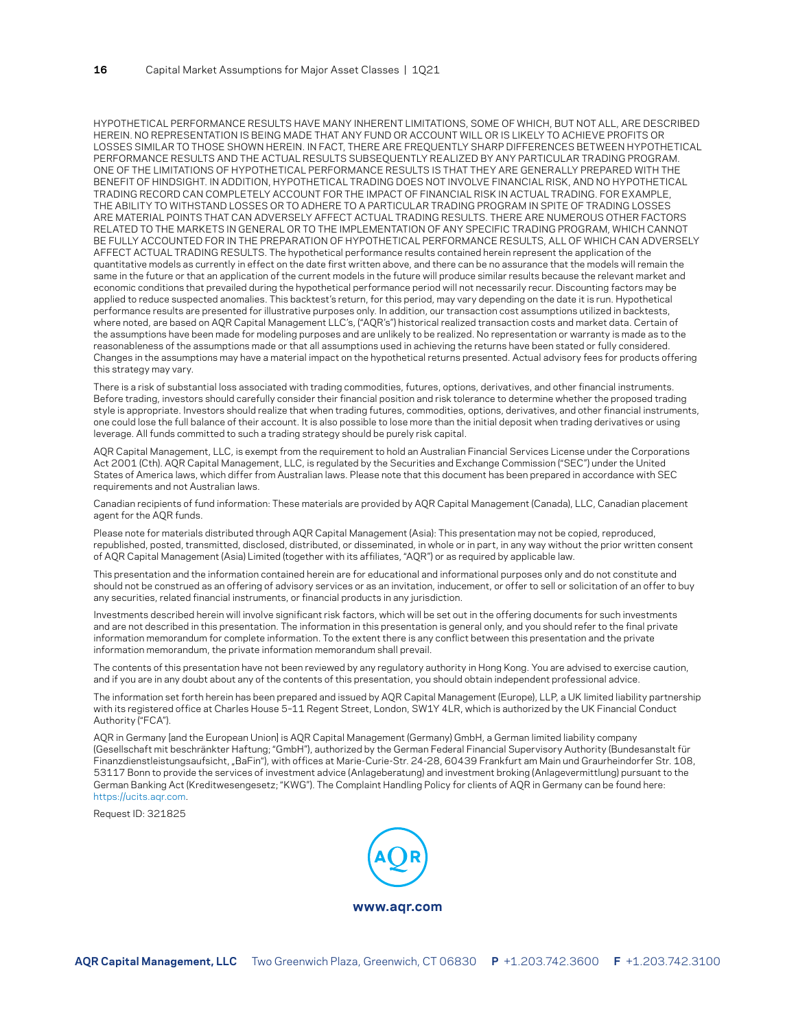HYPOTHETICAL PERFORMANCE RESULTS HAVE MANY INHERENT LIMITATIONS, SOME OF WHICH, BUT NOT ALL, ARE DESCRIBED HEREIN. NO REPRESENTATION IS BEING MADE THAT ANY FUND OR ACCOUNT WILL OR IS LIKELY TO ACHIEVE PROFITS OR LOSSES SIMILAR TO THOSE SHOWN HEREIN. IN FACT, THERE ARE FREQUENTLY SHARP DIFFERENCES BETWEEN HYPOTHETICAL PERFORMANCE RESULTS AND THE ACTUAL RESULTS SUBSEQUENTLY REALIZED BY ANY PARTICULAR TRADING PROGRAM. ONE OF THE LIMITATIONS OF HYPOTHETICAL PERFORMANCE RESULTS IS THAT THEY ARE GENERALLY PREPARED WITH THE BENEFIT OF HINDSIGHT. IN ADDITION, HYPOTHETICAL TRADING DOES NOT INVOLVE FINANCIAL RISK, AND NO HYPOTHETICAL TRADING RECORD CAN COMPLETELY ACCOUNT FOR THE IMPACT OF FINANCIAL RISK IN ACTUAL TRADING. FOR EXAMPLE, THE ABILITY TO WITHSTAND LOSSES OR TO ADHERE TO A PARTICULAR TRADING PROGRAM IN SPITE OF TRADING LOSSES ARE MATERIAL POINTS THAT CAN ADVERSELY AFFECT ACTUAL TRADING RESULTS. THERE ARE NUMEROUS OTHER FACTORS RELATED TO THE MARKETS IN GENERAL OR TO THE IMPLEMENTATION OF ANY SPECIFIC TRADING PROGRAM, WHICH CANNOT BE FULLY ACCOUNTED FOR IN THE PREPARATION OF HYPOTHETICAL PERFORMANCE RESULTS, ALL OF WHICH CAN ADVERSELY AFFECT ACTUAL TRADING RESULTS. The hypothetical performance results contained herein represent the application of the quantitative models as currently in effect on the date first written above, and there can be no assurance that the models will remain the same in the future or that an application of the current models in the future will produce similar results because the relevant market and economic conditions that prevailed during the hypothetical performance period will not necessarily recur. Discounting factors may be applied to reduce suspected anomalies. This backtest's return, for this period, may vary depending on the date it is run. Hypothetical performance results are presented for illustrative purposes only. In addition, our transaction cost assumptions utilized in backtests, where noted, are based on AQR Capital Management LLC's, ("AQR's") historical realized transaction costs and market data. Certain of the assumptions have been made for modeling purposes and are unlikely to be realized. No representation or warranty is made as to the reasonableness of the assumptions made or that all assumptions used in achieving the returns have been stated or fully considered. Changes in the assumptions may have a material impact on the hypothetical returns presented. Actual advisory fees for products offering this strategy may vary.

There is a risk of substantial loss associated with trading commodities, futures, options, derivatives, and other financial instruments. Before trading, investors should carefully consider their financial position and risk tolerance to determine whether the proposed trading style is appropriate. Investors should realize that when trading futures, commodities, options, derivatives, and other financial instruments, one could lose the full balance of their account. It is also possible to lose more than the initial deposit when trading derivatives or using leverage. All funds committed to such a trading strategy should be purely risk capital.

AQR Capital Management, LLC, is exempt from the requirement to hold an Australian Financial Services License under the Corporations Act 2001 (Cth). AQR Capital Management, LLC, is regulated by the Securities and Exchange Commission ("SEC") under the United States of America laws, which differ from Australian laws. Please note that this document has been prepared in accordance with SEC requirements and not Australian laws.

Canadian recipients of fund information: These materials are provided by AQR Capital Management (Canada), LLC, Canadian placement agent for the AQR funds.

Please note for materials distributed through AQR Capital Management (Asia): This presentation may not be copied, reproduced, republished, posted, transmitted, disclosed, distributed, or disseminated, in whole or in part, in any way without the prior written consent of AQR Capital Management (Asia) Limited (together with its affiliates, "AQR") or as required by applicable law.

This presentation and the information contained herein are for educational and informational purposes only and do not constitute and should not be construed as an offering of advisory services or as an invitation, inducement, or offer to sell or solicitation of an offer to buy any securities, related financial instruments, or financial products in any jurisdiction.

Investments described herein will involve significant risk factors, which will be set out in the offering documents for such investments and are not described in this presentation. The information in this presentation is general only, and you should refer to the final private information memorandum for complete information. To the extent there is any conflict between this presentation and the private information memorandum, the private information memorandum shall prevail.

The contents of this presentation have not been reviewed by any regulatory authority in Hong Kong. You are advised to exercise caution, and if you are in any doubt about any of the contents of this presentation, you should obtain independent professional advice.

The information set forth herein has been prepared and issued by AQR Capital Management (Europe), LLP, a UK limited liability partnership with its registered office at Charles House 5–11 Regent Street, London, SW1Y 4LR, which is authorized by the UK Financial Conduct Authority ("FCA").

AQR in Germany [and the European Union] is AQR Capital Management (Germany) GmbH, a German limited liability company (Gesellschaft mit beschränkter Haftung; "GmbH"), authorized by the German Federal Financial Supervisory Authority (Bundesanstalt für Finanzdienstleistungsaufsicht, „BaFin"), with offices at Marie-Curie-Str. 24-28, 60439 Frankfurt am Main und Graurheindorfer Str. 108, 53117 Bonn to provide the services of investment advice (Anlageberatung) and investment broking (Anlagevermittlung) pursuant to the German Banking Act (Kreditwesengesetz; "KWG"). The Complaint Handling Policy for clients of AQR in Germany can be found here: https://ucits.aqr.com.

Request ID: 321825

AQR

**www.aqr.com**

**AQR Capital Management, LLC** Two Greenwich Plaza, Greenwich, CT 06830 **P** +1.203.742.3600 **F** +1.203.742.3100